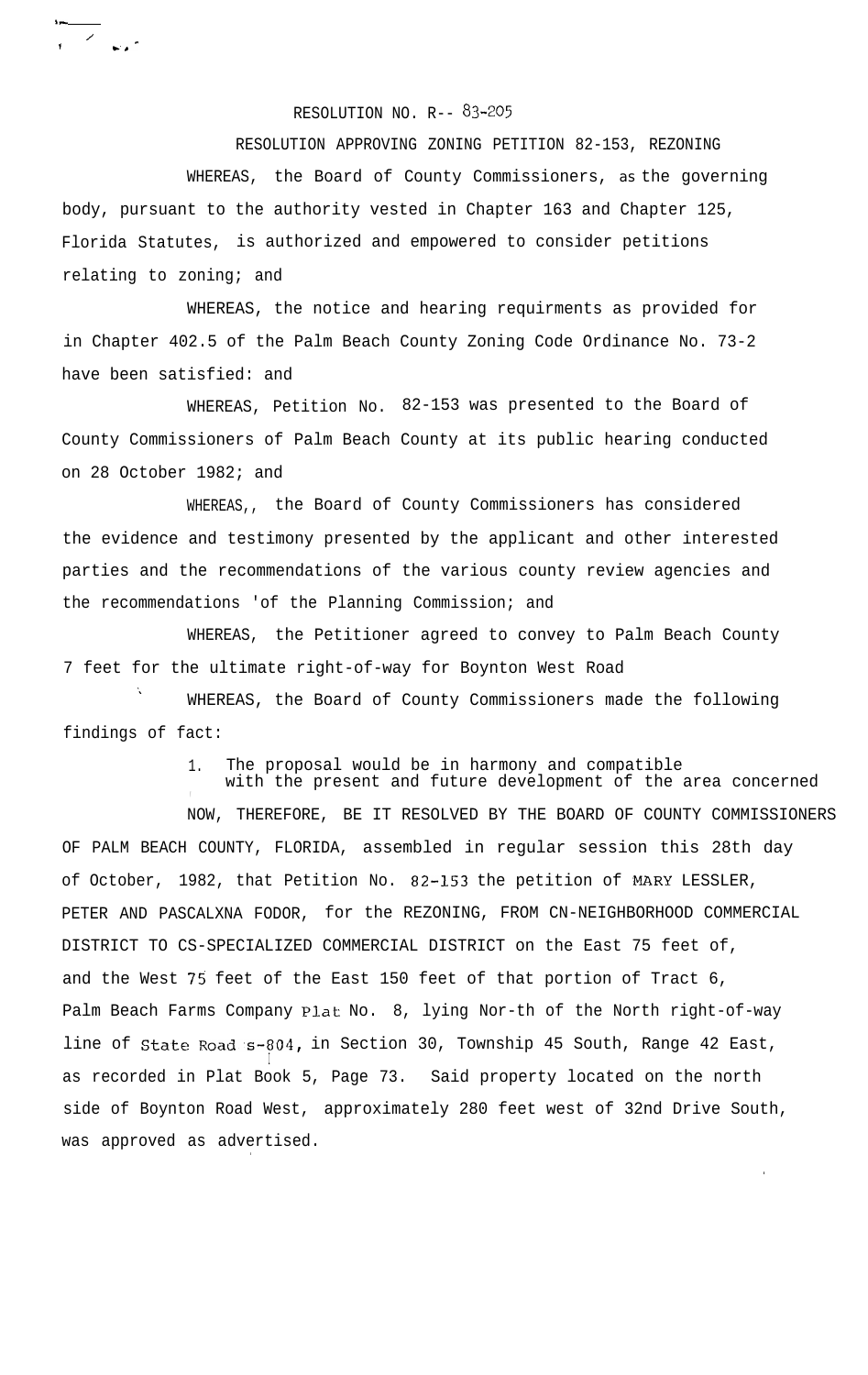RESOLUTION NO. R-- 83-205

RESOLUTION APPROVING ZONING PETITION 82-153, REZONING

WHEREAS, the Board of County Commissioners, as the governing body, pursuant to the authority vested in Chapter 163 and Chapter 125, Florida Statutes, is authorized and empowered to consider petitions relating to zoning; and

WHEREAS, the notice and hearing requirments as provided for in Chapter 402.5 of the Palm Beach County Zoning Code Ordinance No. 73-2 have been satisfied: and

WHEREAS, Petition No. 82-153 was presented to the Board of County Commissioners of Palm Beach County at its public hearing conducted on 28 October 1982; and

WHEREAS,, the Board of County Commissioners has considered the evidence and testimony presented by the applicant and other interested parties and the recommendations of the various county review agencies and the recommendations 'of the Planning Commission; and

WHEREAS, the Petitioner agreed to convey to Palm Beach County 7 feet for the ultimate right-of-way for Boynton West Road

WHEREAS, the Board of County Commissioners made the following findings of fact:

1. The proposal would be in harmony and compatible with the present and future development of the area concerned

NOW, THEREFORE, BE IT RESOLVED BY THE BOARD OF COUNTY COMMISSIONERS OF PALM BEACH COUNTY, FLORIDA, assembled in regular session this 28th day of October, 1982, that Petition No. 82-153 the petition of MARY LESSLER, PETER AND PASCALXNA FODOR, for the REZONING, FROM CN-NEIGHBORHOOD COMMERCIAL DISTRICT TO CS-SPECIALIZED COMMERCIAL DISTRICT on the East 75 feet of, and the West 75 feet of the East 150 feet of that portion of Tract 6, Palm Beach Farms Company Plat No. 8, lying Nor-th of the North right-of-way line of State Road s-804, in Section 30, Township 45 South, Range 42 East, as recorded in Plat Book 5, Page 73. Said property located on the north side of Boynton Road West, approximately 280 feet west of 32nd Drive South, was approved as advertised.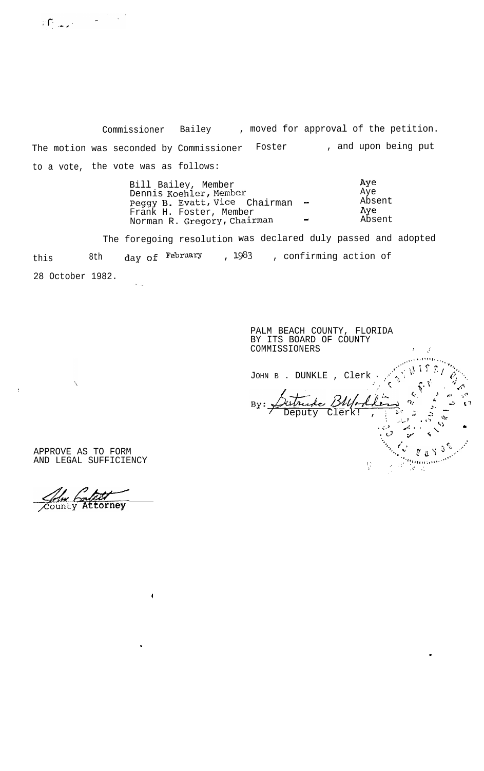Commissioner Bailey, moved for approval of the petition. The motion was seconded by Commissioner Foster, and upon being put to a vote, the vote was as follows:

| | | |
|---|---|---|
| Bill Bailey, Member | | Aye |
| Dennis Koehler, Member | | Aye |
| Peggy B. Evatt, Vice Chairman | - | Absent |
| Frank H. Foster, Member | | Aye |
| Norman R. Gregory, Chairman | - | Absent |

The foregoing resolution was declared duly passed and adopted this 8th day of February, 1983, confirming action of 28 October 1982.

PALM BEACH COUNTY, FLORIDA
BY ITS BOARD OF COUNTY
COMMISSIONERS

JOHN B. DUNKLE, Clerk

By: Gertrude B. Walden
Deputy Clerk

APPROVE AS TO FORM
AND LEGAL SUFFICIENCY

County Attorney